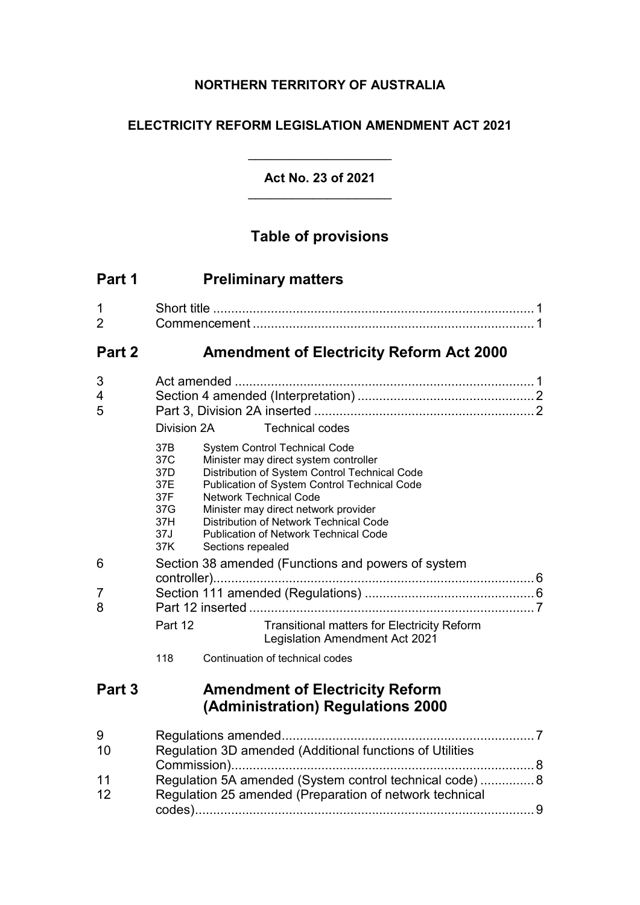**NORTHERN TERRITORY OF AUSTRALIA**

**ELECTRICITY REFORM LEGISLATION AMENDMENT ACT 2021**

---

**Act No. 23 of 2021**

---

# Table of provisions

## Part 1 Preliminary matters

1 Short title ........................................................................................ 1
2 Commencement ............................................................................. 1

## Part 2 Amendment of Electricity Reform Act 2000

3 Act amended .................................................................................. 1
4 Section 4 amended (Interpretation) ................................................ 2
5 Part 3, Division 2A inserted ............................................................ 2

Division 2A Technical codes

- 37B System Control Technical Code
- 37C Minister may direct system controller
- 37D Distribution of System Control Technical Code
- 37E Publication of System Control Technical Code
- 37F Network Technical Code
- 37G Minister may direct network provider
- 37H Distribution of Network Technical Code
- 37J Publication of Network Technical Code
- 37K Sections repealed

6 Section 38 amended (Functions and powers of system controller)......................................................................................... 6
7 Section 111 amended (Regulations) ............................................... 6
8 Part 12 inserted ............................................................................... 7

Part 12 Transitional matters for Electricity Reform Legislation Amendment Act 2021

- 118 Continuation of technical codes

## Part 3 Amendment of Electricity Reform (Administration) Regulations 2000

9 Regulations amended..................................................................... 7
10 Regulation 3D amended (Additional functions of Utilities Commission).................................................................................... 8
11 Regulation 5A amended (System control technical code) ............... 8
12 Regulation 25 amended (Preparation of network technical codes)............................................................................................. 9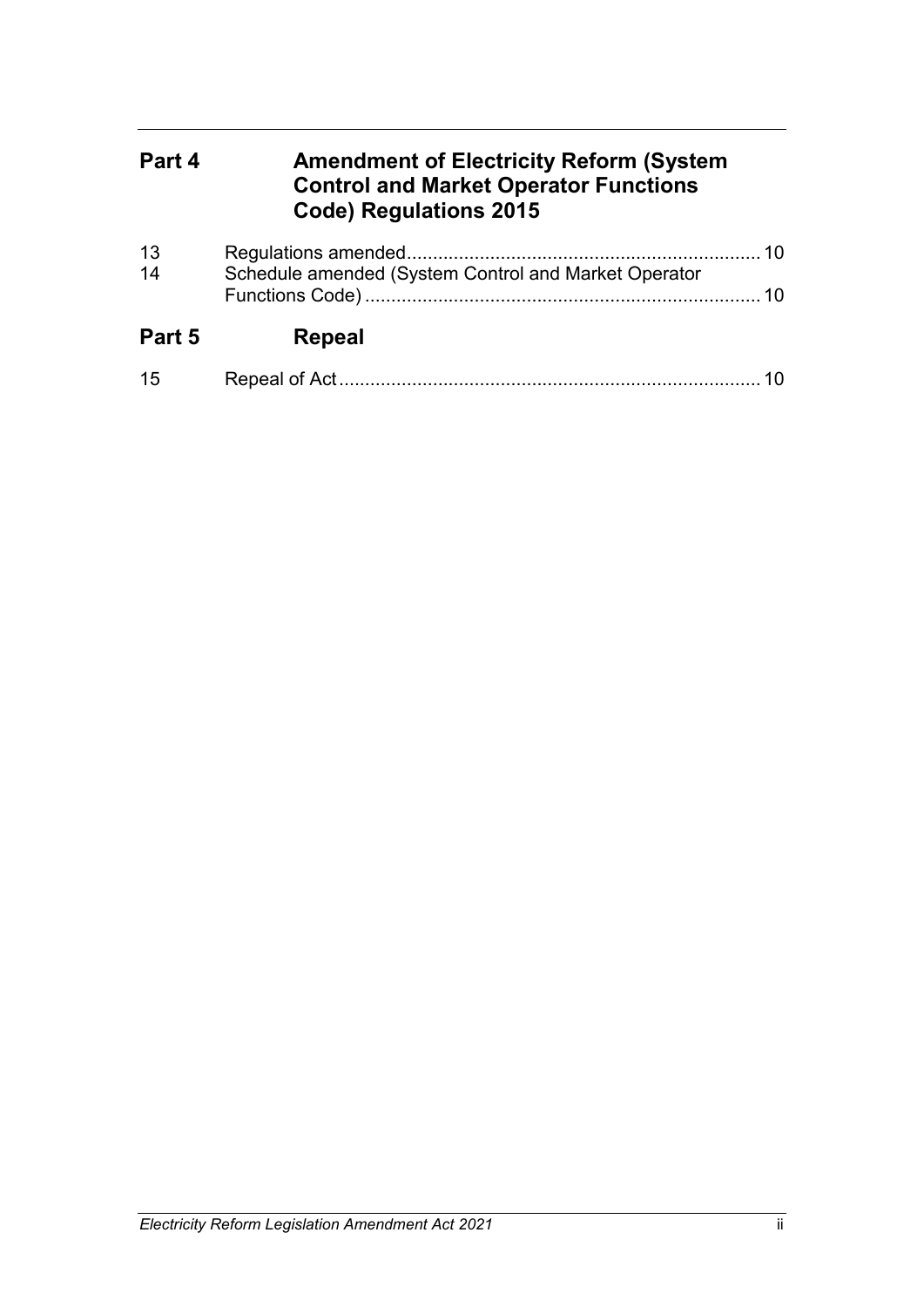## Part 4 Amendment of Electricity Reform (System Control and Market Operator Functions Code) Regulations 2015

| | | |
|---|---|---|
| 13 | Regulations amended | 10 |
| 14 | Schedule amended (System Control and Market Operator Functions Code) | 10 |

## Part 5 Repeal

| | | |
|---|---|---|
| 15 | Repeal of Act | 10 |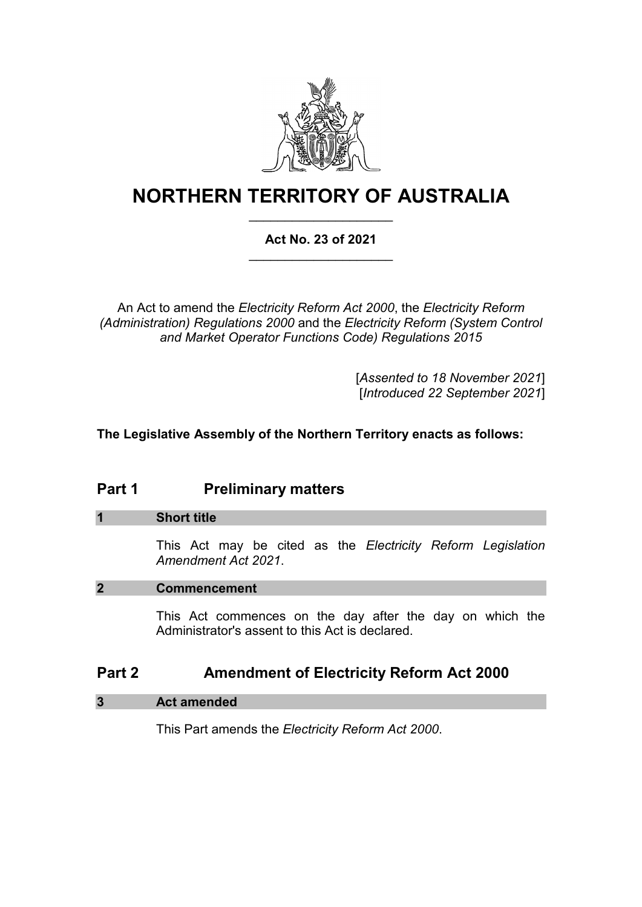# NORTHERN TERRITORY OF AUSTRALIA

**Act No. 23 of 2021**

An Act to amend the *Electricity Reform Act 2000*, the *Electricity Reform (Administration) Regulations 2000* and the *Electricity Reform (System Control and Market Operator Functions Code) Regulations 2015*

[*Assented to 18 November 2021*]
[*Introduced 22 September 2021*]

**The Legislative Assembly of the Northern Territory enacts as follows:**

## Part 1 Preliminary matters

### 1 Short title

This Act may be cited as the *Electricity Reform Legislation Amendment Act 2021*.

### 2 Commencement

This Act commences on the day after the day on which the Administrator's assent to this Act is declared.

## Part 2 Amendment of Electricity Reform Act 2000

### 3 Act amended

This Part amends the *Electricity Reform Act 2000*.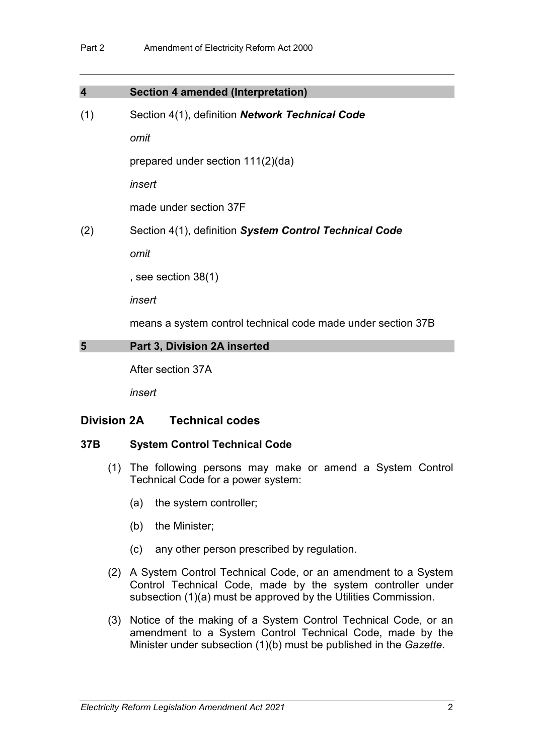## 4 Section 4 amended (Interpretation)

(1) Section 4(1), definition ***Network Technical Code***

*omit*

prepared under section 111(2)(da)

*insert*

made under section 37F

(2) Section 4(1), definition ***System Control Technical Code***

*omit*

, see section 38(1)

*insert*

means a system control technical code made under section 37B

## 5 Part 3, Division 2A inserted

After section 37A

*insert*

### Division 2A Technical codes

#### 37B System Control Technical Code

(1) The following persons may make or amend a System Control Technical Code for a power system:

(a) the system controller;

(b) the Minister;

(c) any other person prescribed by regulation.

(2) A System Control Technical Code, or an amendment to a System Control Technical Code, made by the system controller under subsection (1)(a) must be approved by the Utilities Commission.

(3) Notice of the making of a System Control Technical Code, or an amendment to a System Control Technical Code, made by the Minister under subsection (1)(b) must be published in the *Gazette*.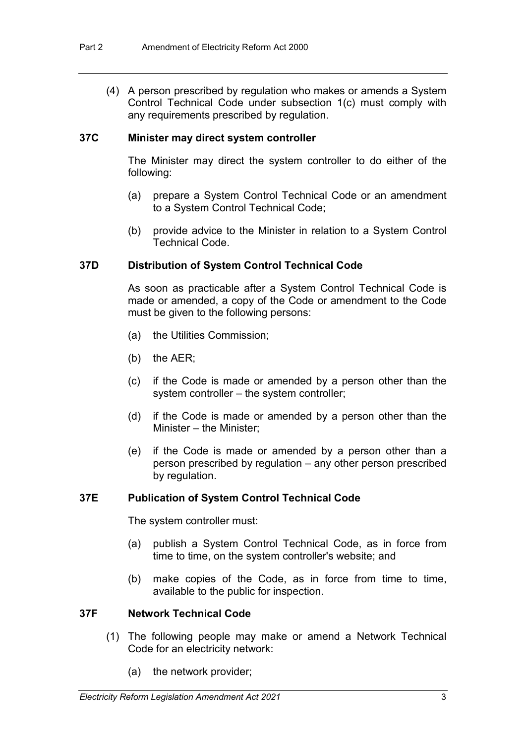(4) A person prescribed by regulation who makes or amends a System Control Technical Code under subsection 1(c) must comply with any requirements prescribed by regulation.

### 37C Minister may direct system controller

The Minister may direct the system controller to do either of the following:

(a) prepare a System Control Technical Code or an amendment to a System Control Technical Code;

(b) provide advice to the Minister in relation to a System Control Technical Code.

### 37D Distribution of System Control Technical Code

As soon as practicable after a System Control Technical Code is made or amended, a copy of the Code or amendment to the Code must be given to the following persons:

(a) the Utilities Commission;

(b) the AER;

(c) if the Code is made or amended by a person other than the system controller – the system controller;

(d) if the Code is made or amended by a person other than the Minister – the Minister;

(e) if the Code is made or amended by a person other than a person prescribed by regulation – any other person prescribed by regulation.

### 37E Publication of System Control Technical Code

The system controller must:

(a) publish a System Control Technical Code, as in force from time to time, on the system controller's website; and

(b) make copies of the Code, as in force from time to time, available to the public for inspection.

### 37F Network Technical Code

(1) The following people may make or amend a Network Technical Code for an electricity network:

(a) the network provider;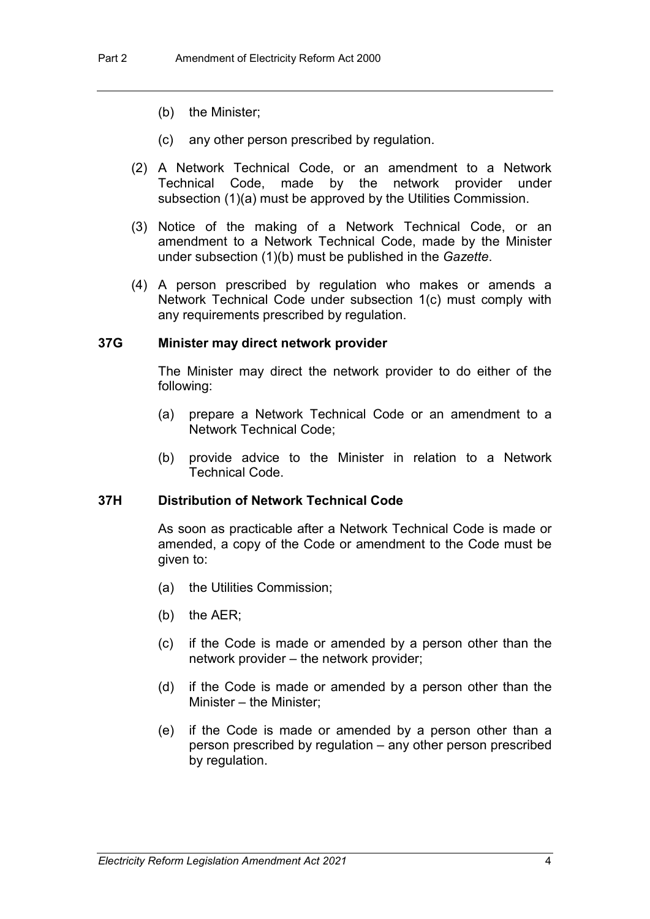(b) the Minister;

(c) any other person prescribed by regulation.

(2) A Network Technical Code, or an amendment to a Network Technical Code, made by the network provider under subsection (1)(a) must be approved by the Utilities Commission.

(3) Notice of the making of a Network Technical Code, or an amendment to a Network Technical Code, made by the Minister under subsection (1)(b) must be published in the *Gazette*.

(4) A person prescribed by regulation who makes or amends a Network Technical Code under subsection 1(c) must comply with any requirements prescribed by regulation.

**37G Minister may direct network provider**

The Minister may direct the network provider to do either of the following:

(a) prepare a Network Technical Code or an amendment to a Network Technical Code;

(b) provide advice to the Minister in relation to a Network Technical Code.

**37H Distribution of Network Technical Code**

As soon as practicable after a Network Technical Code is made or amended, a copy of the Code or amendment to the Code must be given to:

(a) the Utilities Commission;

(b) the AER;

(c) if the Code is made or amended by a person other than the network provider – the network provider;

(d) if the Code is made or amended by a person other than the Minister – the Minister;

(e) if the Code is made or amended by a person other than a person prescribed by regulation – any other person prescribed by regulation.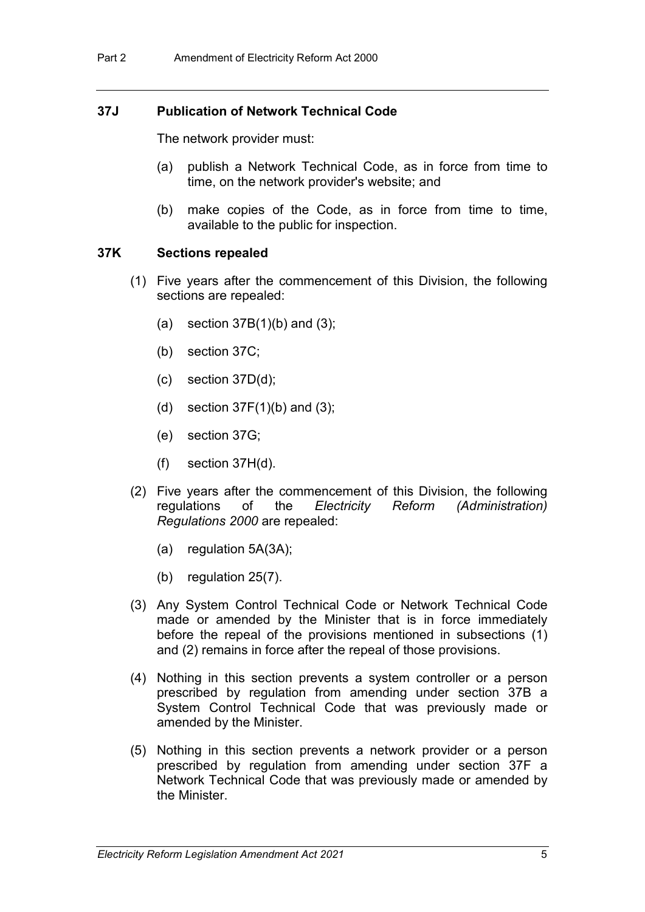### 37J Publication of Network Technical Code

The network provider must:

(a) publish a Network Technical Code, as in force from time to time, on the network provider's website; and

(b) make copies of the Code, as in force from time to time, available to the public for inspection.

### 37K Sections repealed

(1) Five years after the commencement of this Division, the following sections are repealed:

(a) section 37B(1)(b) and (3);

(b) section 37C;

(c) section 37D(d);

(d) section 37F(1)(b) and (3);

(e) section 37G;

(f) section 37H(d).

(2) Five years after the commencement of this Division, the following regulations of the *Electricity Reform (Administration) Regulations 2000* are repealed:

(a) regulation 5A(3A);

(b) regulation 25(7).

(3) Any System Control Technical Code or Network Technical Code made or amended by the Minister that is in force immediately before the repeal of the provisions mentioned in subsections (1) and (2) remains in force after the repeal of those provisions.

(4) Nothing in this section prevents a system controller or a person prescribed by regulation from amending under section 37B a System Control Technical Code that was previously made or amended by the Minister.

(5) Nothing in this section prevents a network provider or a person prescribed by regulation from amending under section 37F a Network Technical Code that was previously made or amended by the Minister.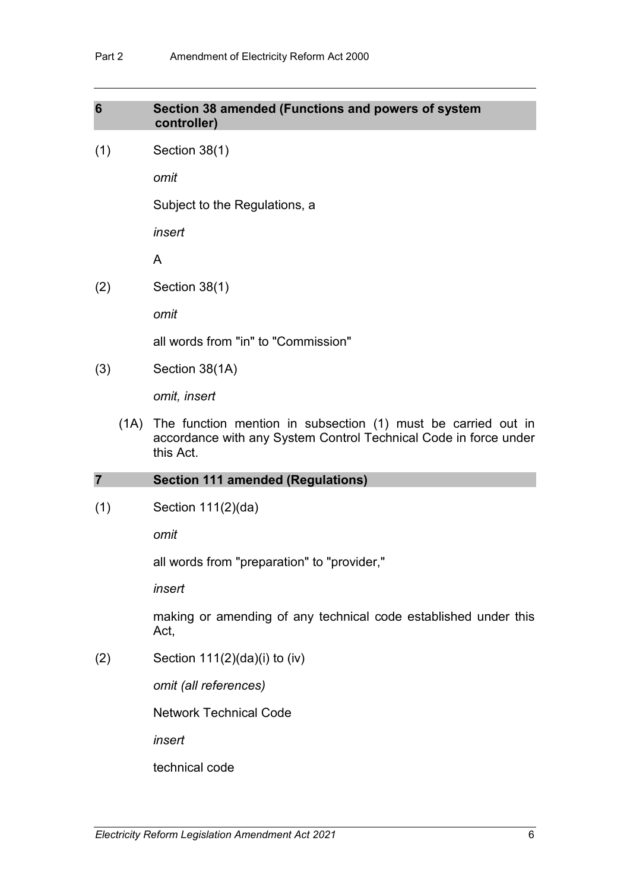## 6 Section 38 amended (Functions and powers of system controller)

(1) Section 38(1)

*omit*

Subject to the Regulations, a

*insert*

A

(2) Section 38(1)

*omit*

all words from "in" to "Commission"

(3) Section 38(1A)

*omit, insert*

(1A) The function mention in subsection (1) must be carried out in accordance with any System Control Technical Code in force under this Act.

## 7 Section 111 amended (Regulations)

(1) Section 111(2)(da)

*omit*

all words from "preparation" to "provider,"

*insert*

making or amending of any technical code established under this Act,

(2) Section 111(2)(da)(i) to (iv)

*omit (all references)*

Network Technical Code

*insert*

technical code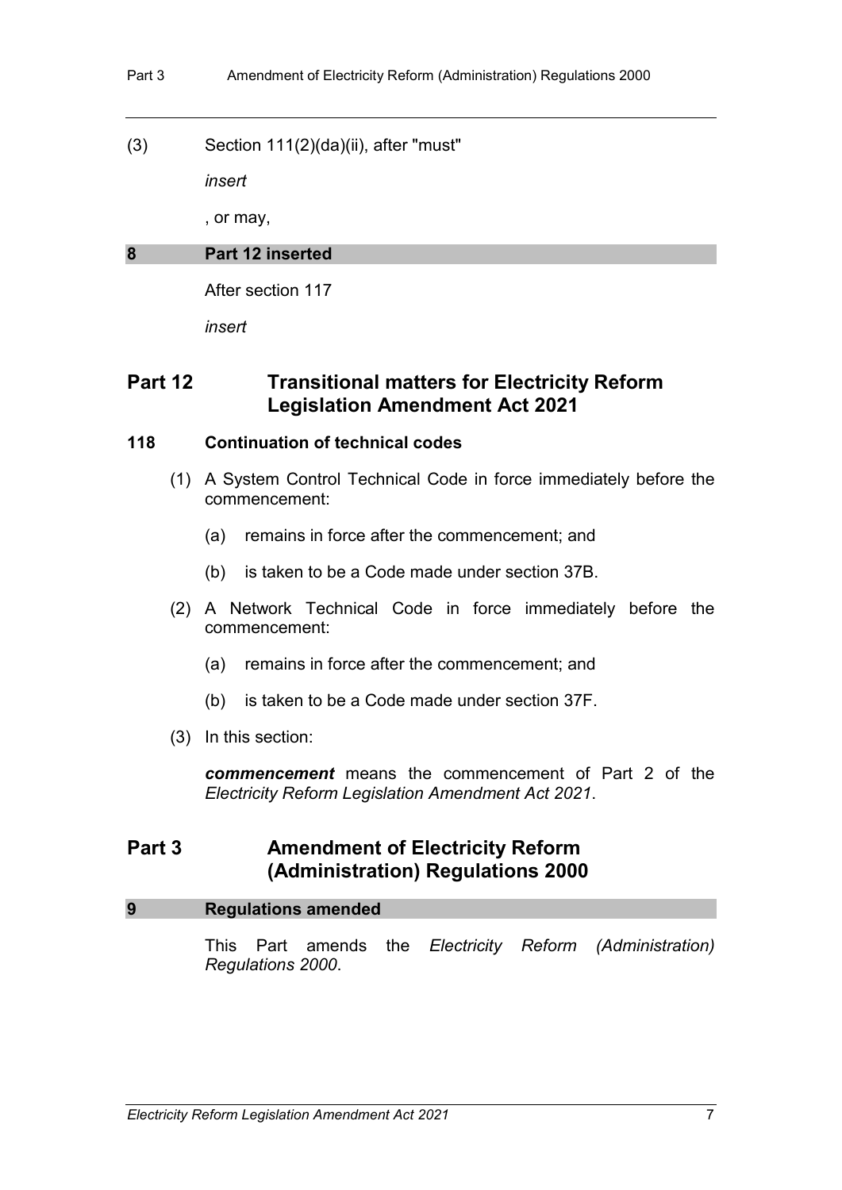(3) Section 111(2)(da)(ii), after "must"

*insert*

, or may,

### 8 Part 12 inserted

After section 117

*insert*

## Part 12 Transitional matters for Electricity Reform Legislation Amendment Act 2021

### 118 Continuation of technical codes

(1) A System Control Technical Code in force immediately before the commencement:

(a) remains in force after the commencement; and

(b) is taken to be a Code made under section 37B.

(2) A Network Technical Code in force immediately before the commencement:

(a) remains in force after the commencement; and

(b) is taken to be a Code made under section 37F.

(3) In this section:

***commencement*** means the commencement of Part 2 of the *Electricity Reform Legislation Amendment Act 2021*.

## Part 3 Amendment of Electricity Reform (Administration) Regulations 2000

### 9 Regulations amended

This Part amends the *Electricity Reform (Administration) Regulations 2000*.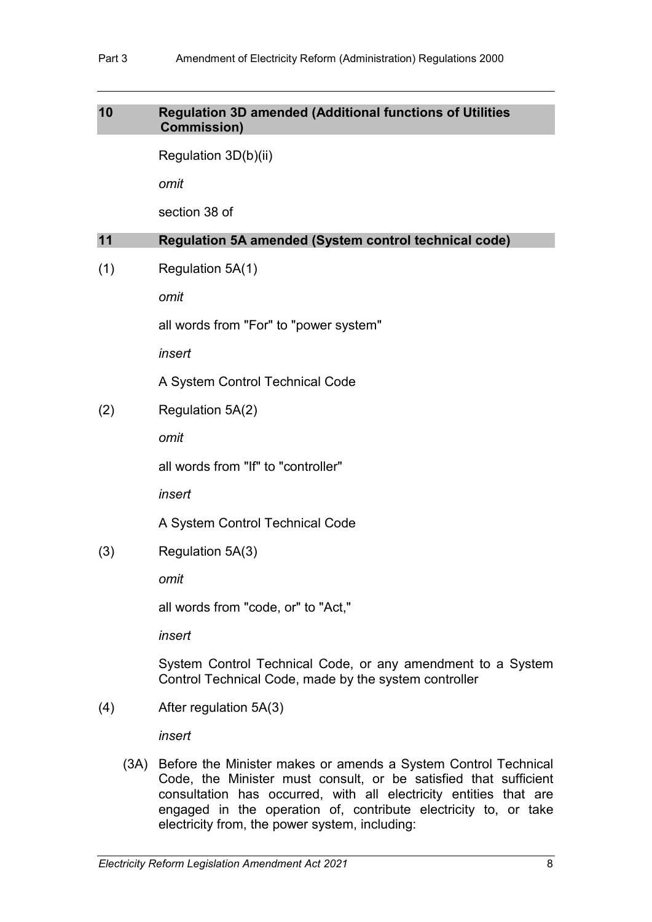## 10 Regulation 3D amended (Additional functions of Utilities Commission)

Regulation 3D(b)(ii)

*omit*

section 38 of

## 11 Regulation 5A amended (System control technical code)

(1) Regulation 5A(1)

*omit*

all words from "For" to "power system"

*insert*

A System Control Technical Code

(2) Regulation 5A(2)

*omit*

all words from "If" to "controller"

*insert*

A System Control Technical Code

(3) Regulation 5A(3)

*omit*

all words from "code, or" to "Act,"

*insert*

System Control Technical Code, or any amendment to a System Control Technical Code, made by the system controller

(4) After regulation 5A(3)

*insert*

(3A) Before the Minister makes or amends a System Control Technical Code, the Minister must consult, or be satisfied that sufficient consultation has occurred, with all electricity entities that are engaged in the operation of, contribute electricity to, or take electricity from, the power system, including: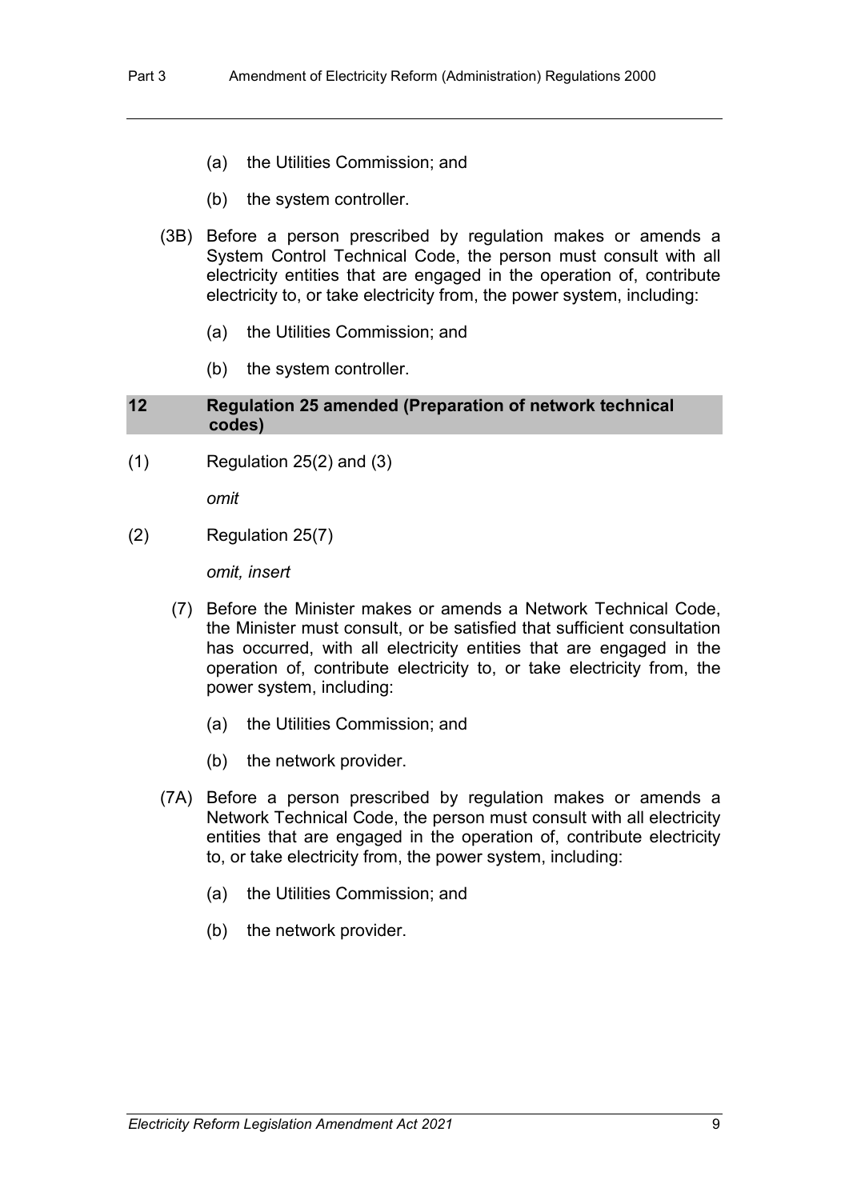(a) the Utilities Commission; and

(b) the system controller.

(3B) Before a person prescribed by regulation makes or amends a System Control Technical Code, the person must consult with all electricity entities that are engaged in the operation of, contribute electricity to, or take electricity from, the power system, including:

(a) the Utilities Commission; and

(b) the system controller.

## 12 Regulation 25 amended (Preparation of network technical codes)

(1) Regulation 25(2) and (3)

*omit*

(2) Regulation 25(7)

*omit, insert*

(7) Before the Minister makes or amends a Network Technical Code, the Minister must consult, or be satisfied that sufficient consultation has occurred, with all electricity entities that are engaged in the operation of, contribute electricity to, or take electricity from, the power system, including:

(a) the Utilities Commission; and

(b) the network provider.

(7A) Before a person prescribed by regulation makes or amends a Network Technical Code, the person must consult with all electricity entities that are engaged in the operation of, contribute electricity to, or take electricity from, the power system, including:

(a) the Utilities Commission; and

(b) the network provider.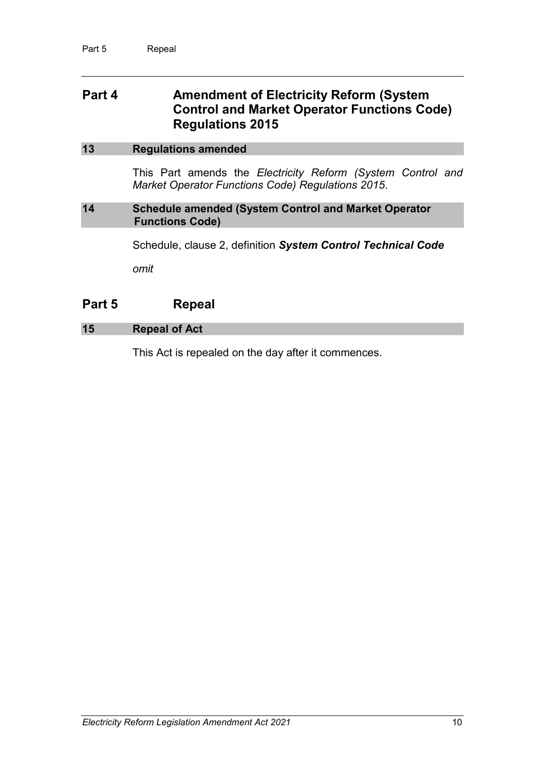## Part 4 Amendment of Electricity Reform (System Control and Market Operator Functions Code) Regulations 2015

### 13 Regulations amended

This Part amends the *Electricity Reform (System Control and Market Operator Functions Code) Regulations 2015*.

### 14 Schedule amended (System Control and Market Operator Functions Code)

Schedule, clause 2, definition ***System Control Technical Code***

*omit*

## Part 5 Repeal

### 15 Repeal of Act

This Act is repealed on the day after it commences.